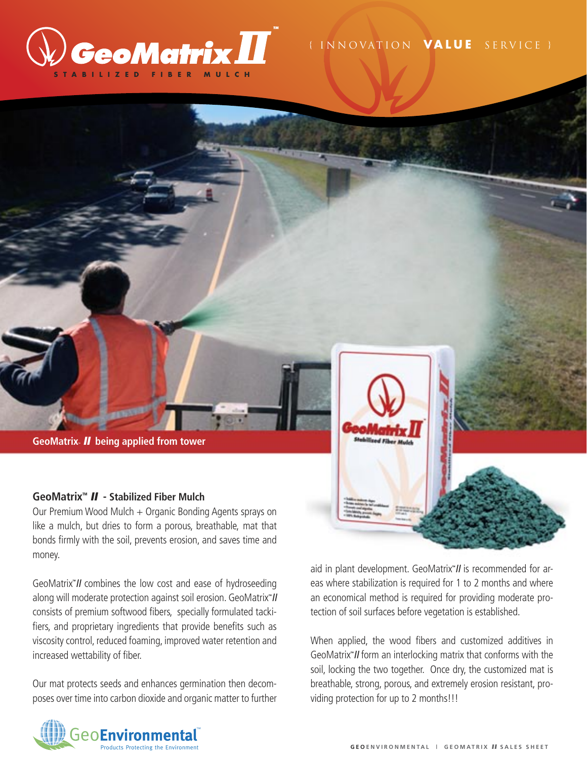# GeoMatrix II™

STABILIZED FIBER MULCH

{ INNOVATION **VALUE** SERVICE }

GeoMatrix™ ***II*** being applied from tower

## GeoMatrix™ *II* - Stabilized Fiber Mulch

Our Premium Wood Mulch + Organic Bonding Agents sprays on like a mulch, but dries to form a porous, breathable, mat that bonds firmly with the soil, prevents erosion, and saves time and money.

GeoMatrix™ *II* combines the low cost and ease of hydroseeding along will moderate protection against soil erosion. GeoMatrix™ *II* consists of premium softwood fibers, specially formulated tackifiers, and proprietary ingredients that provide benefits such as viscosity control, reduced foaming, improved water retention and increased wettability of fiber.

Our mat protects seeds and enhances germination then decomposes over time into carbon dioxide and organic matter to further aid in plant development. GeoMatrix™ *II* is recommended for areas where stabilization is required for 1 to 2 months and where an economical method is required for providing moderate protection of soil surfaces before vegetation is established.

When applied, the wood fibers and customized additives in GeoMatrix™ *II* form an interlocking matrix that conforms with the soil, locking the two together. Once dry, the customized mat is breathable, strong, porous, and extremely erosion resistant, providing protection for up to 2 months!!!

GeoEnvironmental™
Products Protecting the Environment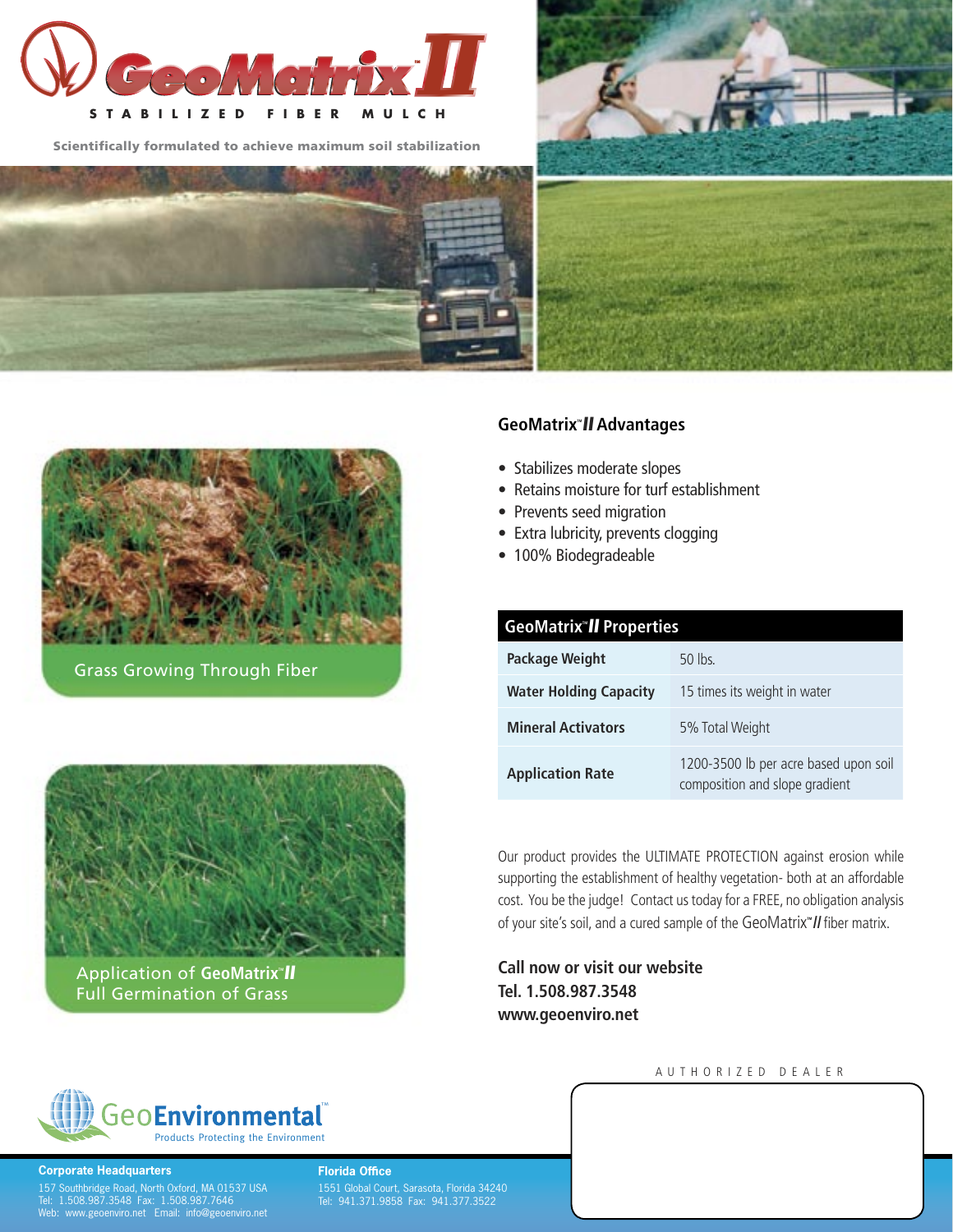# GeoMatrix™ II

STABILIZED FIBER MULCH

Scientifically formulated to achieve maximum soil stabilization

Grass Growing Through Fiber

Application of **GeoMatrix™ II**
Full Germination of Grass

## GeoMatrix™ *II* Advantages

- Stabilizes moderate slopes
- Retains moisture for turf establishment
- Prevents seed migration
- Extra lubricity, prevents clogging
- 100% Biodegradeable

| GeoMatrix™ *II* Properties | |
|---|---|
| **Package Weight** | 50 lbs. |
| **Water Holding Capacity** | 15 times its weight in water |
| **Mineral Activators** | 5% Total Weight |
| **Application Rate** | 1200-3500 lb per acre based upon soil composition and slope gradient |

Our product provides the ULTIMATE PROTECTION against erosion while supporting the establishment of healthy vegetation- both at an affordable cost. You be the judge! Contact us today for a FREE, no obligation analysis of your site's soil, and a cured sample of the GeoMatrix™ *II* fiber matrix.

**Call now or visit our website**
**Tel. 1.508.987.3548**
**www.geoenviro.net**

AUTHORIZED DEALER

GeoEnvironmental™
Products Protecting the Environment

**Corporate Headquarters**
157 Southbridge Road, North Oxford, MA 01537 USA
Tel: 1.508.987.3548 Fax: 1.508.987.7646
Web: www.geoenviro.net Email: info@geoenviro.net

**Florida Office**
1551 Global Court, Sarasota, Florida 34240
Tel: 941.371.9858 Fax: 941.377.3522